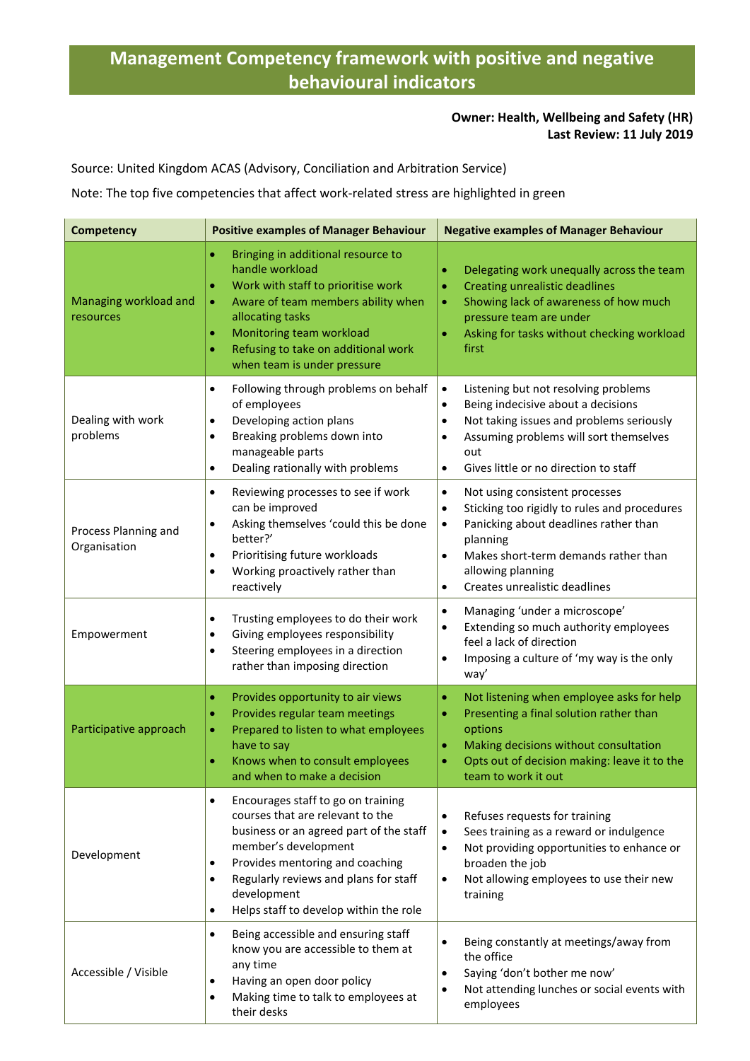# Management Competency framework with positive and negative behavioural indicators

**Owner: Health, Wellbeing and Safety (HR)**
**Last Review: 11 July 2019**

Source: United Kingdom ACAS (Advisory, Conciliation and Arbitration Service)

Note: The top five competencies that affect work-related stress are highlighted in green

| Competency | Positive examples of Manager Behaviour | Negative examples of Manager Behaviour |
|---|---|---|
| Managing workload and resources | • Bringing in additional resource to handle workload<br>• Work with staff to prioritise work<br>• Aware of team members ability when allocating tasks<br>• Monitoring team workload<br>• Refusing to take on additional work when team is under pressure | • Delegating work unequally across the team<br>• Creating unrealistic deadlines<br>• Showing lack of awareness of how much pressure team are under<br>• Asking for tasks without checking workload first |
| Dealing with work problems | • Following through problems on behalf of employees<br>• Developing action plans<br>• Breaking problems down into manageable parts<br>• Dealing rationally with problems | • Listening but not resolving problems<br>• Being indecisive about a decisions<br>• Not taking issues and problems seriously<br>• Assuming problems will sort themselves out<br>• Gives little or no direction to staff |
| Process Planning and Organisation | • Reviewing processes to see if work can be improved<br>• Asking themselves 'could this be done better?'<br>• Prioritising future workloads<br>• Working proactively rather than reactively | • Not using consistent processes<br>• Sticking too rigidly to rules and procedures<br>• Panicking about deadlines rather than planning<br>• Makes short-term demands rather than allowing planning<br>• Creates unrealistic deadlines |
| Empowerment | • Trusting employees to do their work<br>• Giving employees responsibility<br>• Steering employees in a direction rather than imposing direction | • Managing 'under a microscope'<br>• Extending so much authority employees feel a lack of direction<br>• Imposing a culture of 'my way is the only way' |
| Participative approach | • Provides opportunity to air views<br>• Provides regular team meetings<br>• Prepared to listen to what employees have to say<br>• Knows when to consult employees and when to make a decision | • Not listening when employee asks for help<br>• Presenting a final solution rather than options<br>• Making decisions without consultation<br>• Opts out of decision making: leave it to the team to work it out |
| Development | • Encourages staff to go on training courses that are relevant to the business or an agreed part of the staff member's development<br>• Provides mentoring and coaching<br>• Regularly reviews and plans for staff development<br>• Helps staff to develop within the role | • Refuses requests for training<br>• Sees training as a reward or indulgence<br>• Not providing opportunities to enhance or broaden the job<br>• Not allowing employees to use their new training |
| Accessible / Visible | • Being accessible and ensuring staff know you are accessible to them at any time<br>• Having an open door policy<br>• Making time to talk to employees at their desks | • Being constantly at meetings/away from the office<br>• Saying 'don't bother me now'<br>• Not attending lunches or social events with employees |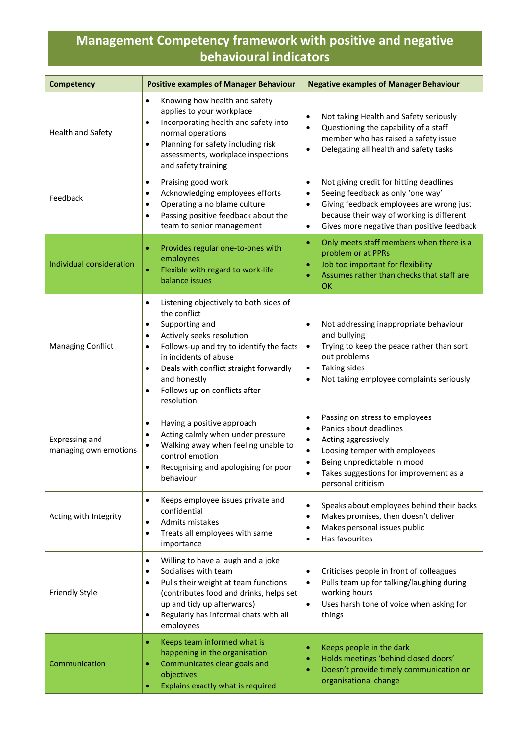# Management Competency framework with positive and negative behavioural indicators

| Competency | Positive examples of Manager Behaviour | Negative examples of Manager Behaviour |
|---|---|---|
| Health and Safety | • Knowing how health and safety applies to your workplace<br>• Incorporating health and safety into normal operations<br>• Planning for safety including risk assessments, workplace inspections and safety training | • Not taking Health and Safety seriously<br>• Questioning the capability of a staff member who has raised a safety issue<br>• Delegating all health and safety tasks |
| Feedback | • Praising good work<br>• Acknowledging employees efforts<br>• Operating a no blame culture<br>• Passing positive feedback about the team to senior management | • Not giving credit for hitting deadlines<br>• Seeing feedback as only 'one way'<br>• Giving feedback employees are wrong just because their way of working is different<br>• Gives more negative than positive feedback |
| Individual consideration | • Provides regular one-to-ones with employees<br>• Flexible with regard to work-life balance issues | • Only meets staff members when there is a problem or at PPRs<br>• Job too important for flexibility<br>• Assumes rather than checks that staff are OK |
| Managing Conflict | • Listening objectively to both sides of the conflict<br>• Supporting and<br>• Actively seeks resolution<br>• Follows-up and try to identify the facts in incidents of abuse<br>• Deals with conflict straight forwardly and honestly<br>• Follows up on conflicts after resolution | • Not addressing inappropriate behaviour and bullying<br>• Trying to keep the peace rather than sort out problems<br>• Taking sides<br>• Not taking employee complaints seriously |
| Expressing and managing own emotions | • Having a positive approach<br>• Acting calmly when under pressure<br>• Walking away when feeling unable to control emotion<br>• Recognising and apologising for poor behaviour | • Passing on stress to employees<br>• Panics about deadlines<br>• Acting aggressively<br>• Loosing temper with employees<br>• Being unpredictable in mood<br>• Takes suggestions for improvement as a personal criticism |
| Acting with Integrity | • Keeps employee issues private and confidential<br>• Admits mistakes<br>• Treats all employees with same importance | • Speaks about employees behind their backs<br>• Makes promises, then doesn't deliver<br>• Makes personal issues public<br>• Has favourites |
| Friendly Style | • Willing to have a laugh and a joke<br>• Socialises with team<br>• Pulls their weight at team functions (contributes food and drinks, helps set up and tidy up afterwards)<br>• Regularly has informal chats with all employees | • Criticises people in front of colleagues<br>• Pulls team up for talking/laughing during working hours<br>• Uses harsh tone of voice when asking for things |
| Communication | • Keeps team informed what is happening in the organisation<br>• Communicates clear goals and objectives<br>• Explains exactly what is required | • Keeps people in the dark<br>• Holds meetings 'behind closed doors'<br>• Doesn't provide timely communication on organisational change |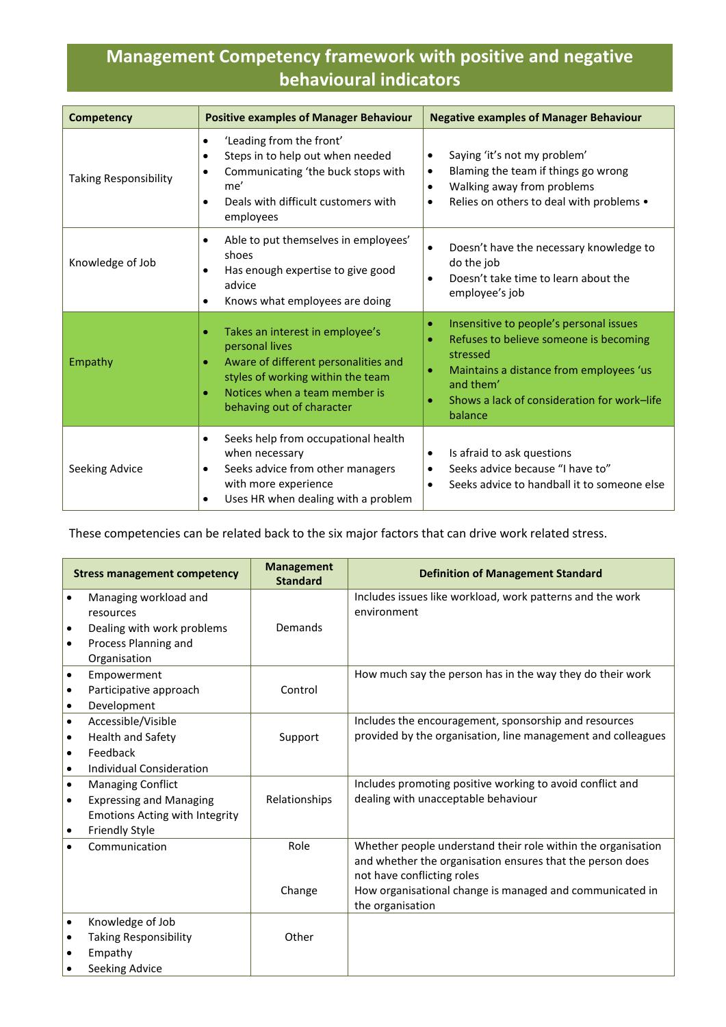# Management Competency framework with positive and negative behavioural indicators

| Competency | Positive examples of Manager Behaviour | Negative examples of Manager Behaviour |
|---|---|---|
| Taking Responsibility | • 'Leading from the front'<br>• Steps in to help out when needed<br>• Communicating 'the buck stops with me'<br>• Deals with difficult customers with employees | • Saying 'it's not my problem'<br>• Blaming the team if things go wrong<br>• Walking away from problems<br>• Relies on others to deal with problems • |
| Knowledge of Job | • Able to put themselves in employees' shoes<br>• Has enough expertise to give good advice<br>• Knows what employees are doing | • Doesn't have the necessary knowledge to do the job<br>• Doesn't take time to learn about the employee's job |
| Empathy | • Takes an interest in employee's personal lives<br>• Aware of different personalities and styles of working within the team<br>• Notices when a team member is behaving out of character | • Insensitive to people's personal issues<br>• Refuses to believe someone is becoming stressed<br>• Maintains a distance from employees 'us and them'<br>• Shows a lack of consideration for work–life balance |
| Seeking Advice | • Seeks help from occupational health when necessary<br>• Seeks advice from other managers with more experience<br>• Uses HR when dealing with a problem | • Is afraid to ask questions<br>• Seeks advice because "I have to"<br>• Seeks advice to handball it to someone else |

These competencies can be related back to the six major factors that can drive work related stress.

| Stress management competency | Management Standard | Definition of Management Standard |
|---|---|---|
| • Managing workload and resources<br>• Dealing with work problems<br>• Process Planning and Organisation | Demands | Includes issues like workload, work patterns and the work environment |
| • Empowerment<br>• Participative approach<br>• Development | Control | How much say the person has in the way they do their work |
| • Accessible/Visible<br>• Health and Safety<br>• Feedback<br>• Individual Consideration | Support | Includes the encouragement, sponsorship and resources provided by the organisation, line management and colleagues |
| • Managing Conflict<br>• Expressing and Managing Emotions Acting with Integrity<br>• Friendly Style | Relationships | Includes promoting positive working to avoid conflict and dealing with unacceptable behaviour |
| • Communication | Role<br><br>Change | Whether people understand their role within the organisation and whether the organisation ensures that the person does not have conflicting roles<br>How organisational change is managed and communicated in the organisation |
| • Knowledge of Job<br>• Taking Responsibility<br>• Empathy<br>• Seeking Advice | Other | |